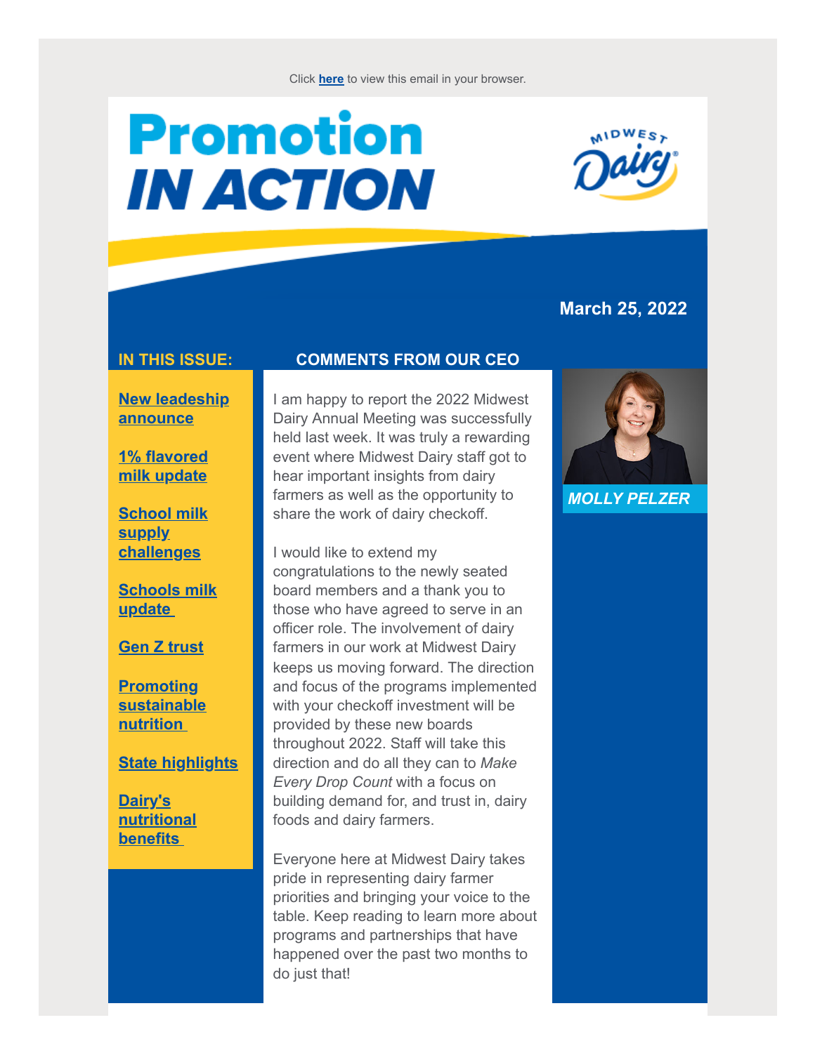Click **here** to view this email in your browser.

# Promotion IN ACTION

**March 25, 2022**

## IN THIS ISSUE:

- **New leadeship announce**
- **1% flavored milk update**
- **School milk supply challenges**
- **Schools milk update**
- **Gen Z trust**
- **Promoting sustainable nutrition**
- **State highlights**
- **Dairy's nutritional benefits**

## COMMENTS FROM OUR CEO

I am happy to report the 2022 Midwest Dairy Annual Meeting was successfully held last week. It was truly a rewarding event where Midwest Dairy staff got to hear important insights from dairy farmers as well as the opportunity to share the work of dairy checkoff.

I would like to extend my congratulations to the newly seated board members and a thank you to those who have agreed to serve in an officer role. The involvement of dairy farmers in our work at Midwest Dairy keeps us moving forward. The direction and focus of the programs implemented with your checkoff investment will be provided by these new boards throughout 2022. Staff will take this direction and do all they can to *Make Every Drop Count* with a focus on building demand for, and trust in, dairy foods and dairy farmers.

Everyone here at Midwest Dairy takes pride in representing dairy farmer priorities and bringing your voice to the table. Keep reading to learn more about programs and partnerships that have happened over the past two months to do just that!

***MOLLY PELZER***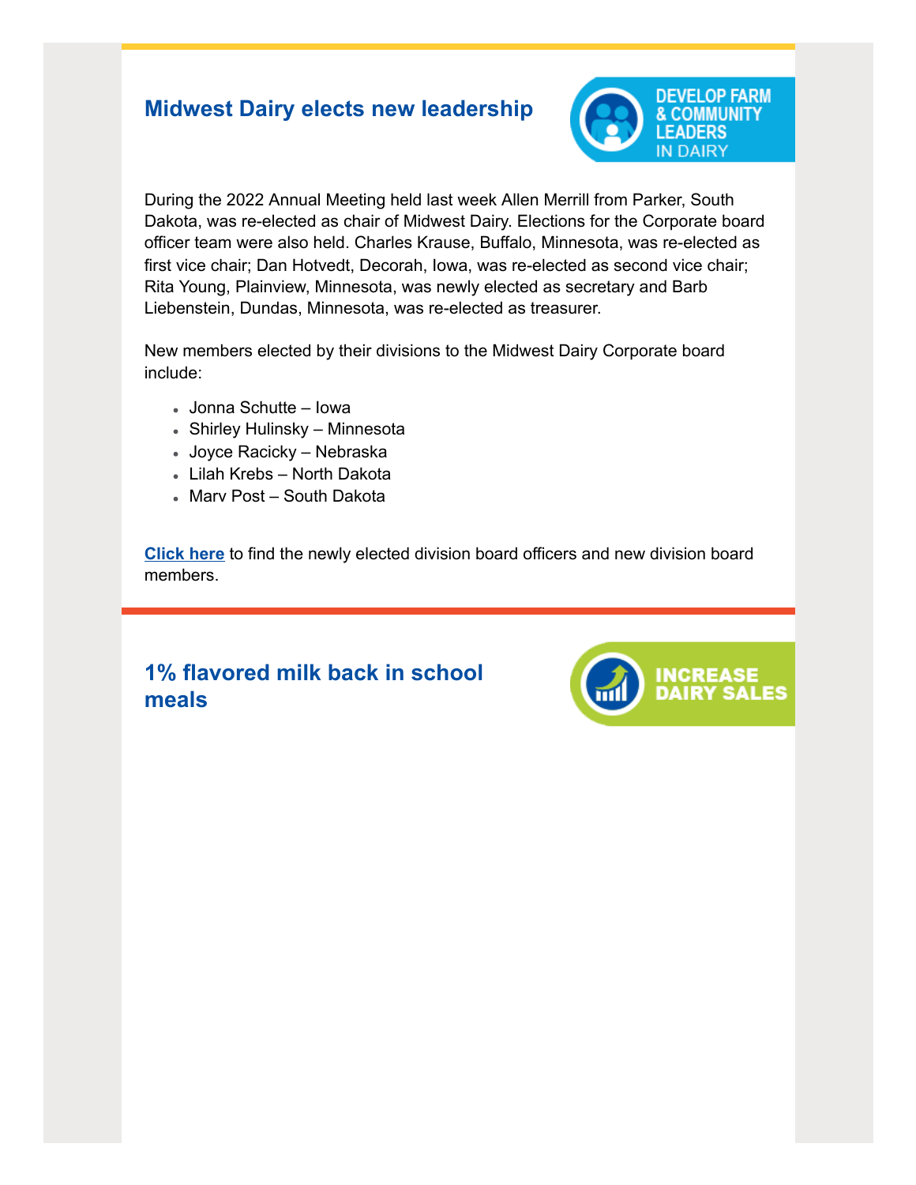## Midwest Dairy elects new leadership

DEVELOP FARM & COMMUNITY LEADERS IN DAIRY

During the 2022 Annual Meeting held last week Allen Merrill from Parker, South Dakota, was re-elected as chair of Midwest Dairy. Elections for the Corporate board officer team were also held. Charles Krause, Buffalo, Minnesota, was re-elected as first vice chair; Dan Hotvedt, Decorah, Iowa, was re-elected as second vice chair; Rita Young, Plainview, Minnesota, was newly elected as secretary and Barb Liebenstein, Dundas, Minnesota, was re-elected as treasurer.

New members elected by their divisions to the Midwest Dairy Corporate board include:

- Jonna Schutte – Iowa
- Shirley Hulinsky – Minnesota
- Joyce Racicky – Nebraska
- Lilah Krebs – North Dakota
- Marv Post – South Dakota

**Click here** to find the newly elected division board officers and new division board members.

## 1% flavored milk back in school meals

INCREASE DAIRY SALES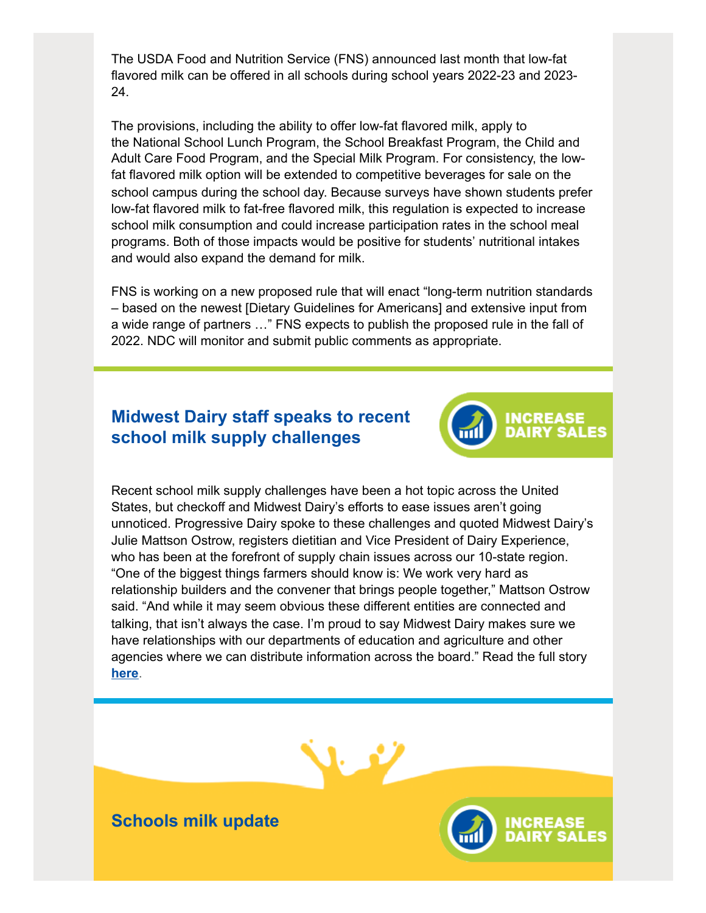The USDA Food and Nutrition Service (FNS) announced last month that low-fat flavored milk can be offered in all schools during school years 2022-23 and 2023-24.

The provisions, including the ability to offer low-fat flavored milk, apply to the National School Lunch Program, the School Breakfast Program, the Child and Adult Care Food Program, and the Special Milk Program. For consistency, the low-fat flavored milk option will be extended to competitive beverages for sale on the school campus during the school day. Because surveys have shown students prefer low-fat flavored milk to fat-free flavored milk, this regulation is expected to increase school milk consumption and could increase participation rates in the school meal programs. Both of those impacts would be positive for students' nutritional intakes and would also expand the demand for milk.

FNS is working on a new proposed rule that will enact "long-term nutrition standards – based on the newest [Dietary Guidelines for Americans] and extensive input from a wide range of partners …" FNS expects to publish the proposed rule in the fall of 2022. NDC will monitor and submit public comments as appropriate.

## Midwest Dairy staff speaks to recent school milk supply challenges

INCREASE DAIRY SALES

Recent school milk supply challenges have been a hot topic across the United States, but checkoff and Midwest Dairy's efforts to ease issues aren't going unnoticed. Progressive Dairy spoke to these challenges and quoted Midwest Dairy's Julie Mattson Ostrow, registers dietitian and Vice President of Dairy Experience, who has been at the forefront of supply chain issues across our 10-state region. "One of the biggest things farmers should know is: We work very hard as relationship builders and the convener that brings people together," Mattson Ostrow said. "And while it may seem obvious these different entities are connected and talking, that isn't always the case. I'm proud to say Midwest Dairy makes sure we have relationships with our departments of education and agriculture and other agencies where we can distribute information across the board." Read the full story **here**.

## Schools milk update

INCREASE DAIRY SALES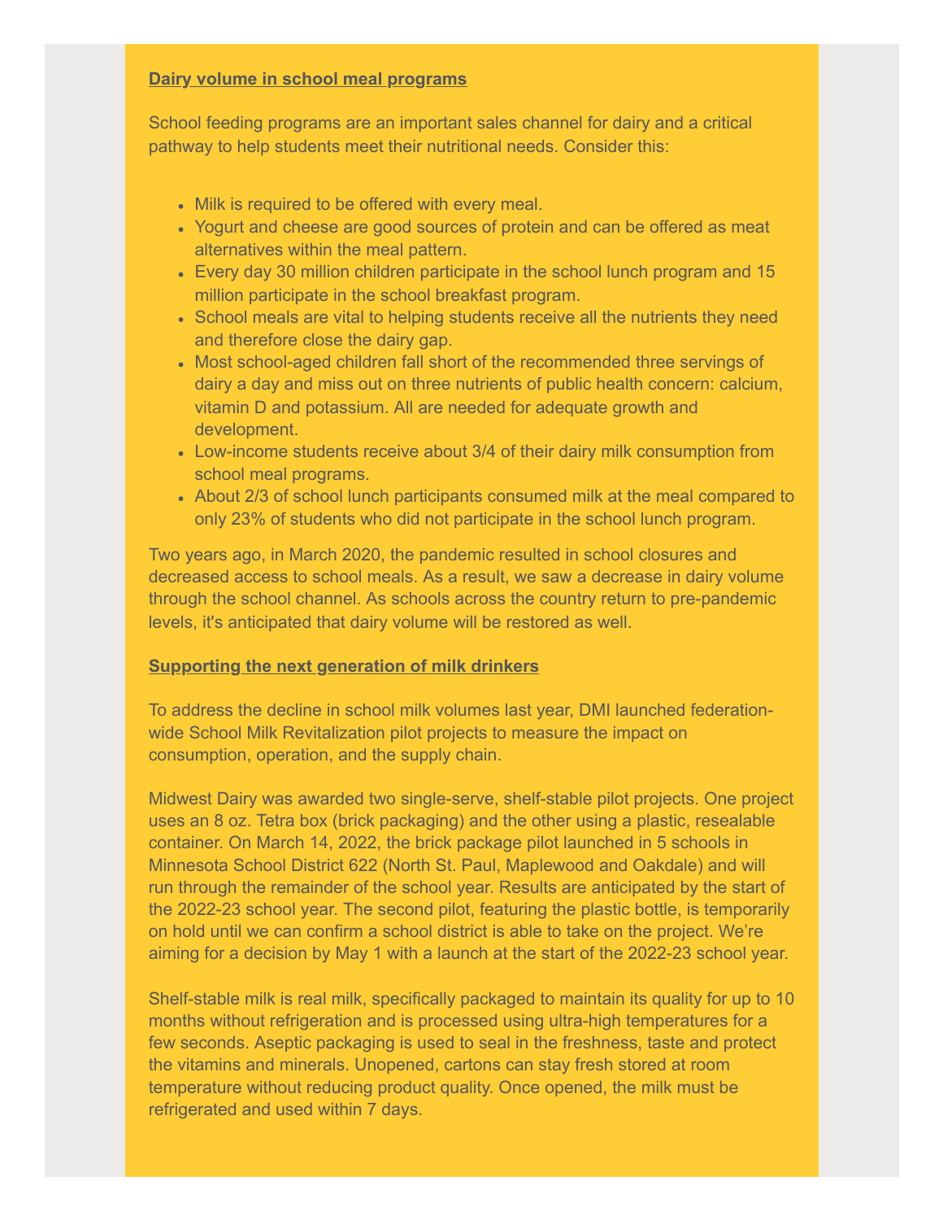## Dairy volume in school meal programs

School feeding programs are an important sales channel for dairy and a critical pathway to help students meet their nutritional needs. Consider this:

- Milk is required to be offered with every meal.
- Yogurt and cheese are good sources of protein and can be offered as meat alternatives within the meal pattern.
- Every day 30 million children participate in the school lunch program and 15 million participate in the school breakfast program.
- School meals are vital to helping students receive all the nutrients they need and therefore close the dairy gap.
- Most school-aged children fall short of the recommended three servings of dairy a day and miss out on three nutrients of public health concern: calcium, vitamin D and potassium. All are needed for adequate growth and development.
- Low-income students receive about 3/4 of their dairy milk consumption from school meal programs.
- About 2/3 of school lunch participants consumed milk at the meal compared to only 23% of students who did not participate in the school lunch program.

Two years ago, in March 2020, the pandemic resulted in school closures and decreased access to school meals. As a result, we saw a decrease in dairy volume through the school channel. As schools across the country return to pre-pandemic levels, it's anticipated that dairy volume will be restored as well.

## Supporting the next generation of milk drinkers

To address the decline in school milk volumes last year, DMI launched federation-wide School Milk Revitalization pilot projects to measure the impact on consumption, operation, and the supply chain.

Midwest Dairy was awarded two single-serve, shelf-stable pilot projects. One project uses an 8 oz. Tetra box (brick packaging) and the other using a plastic, resealable container. On March 14, 2022, the brick package pilot launched in 5 schools in Minnesota School District 622 (North St. Paul, Maplewood and Oakdale) and will run through the remainder of the school year. Results are anticipated by the start of the 2022-23 school year. The second pilot, featuring the plastic bottle, is temporarily on hold until we can confirm a school district is able to take on the project. We're aiming for a decision by May 1 with a launch at the start of the 2022-23 school year.

Shelf-stable milk is real milk, specifically packaged to maintain its quality for up to 10 months without refrigeration and is processed using ultra-high temperatures for a few seconds. Aseptic packaging is used to seal in the freshness, taste and protect the vitamins and minerals. Unopened, cartons can stay fresh stored at room temperature without reducing product quality. Once opened, the milk must be refrigerated and used within 7 days.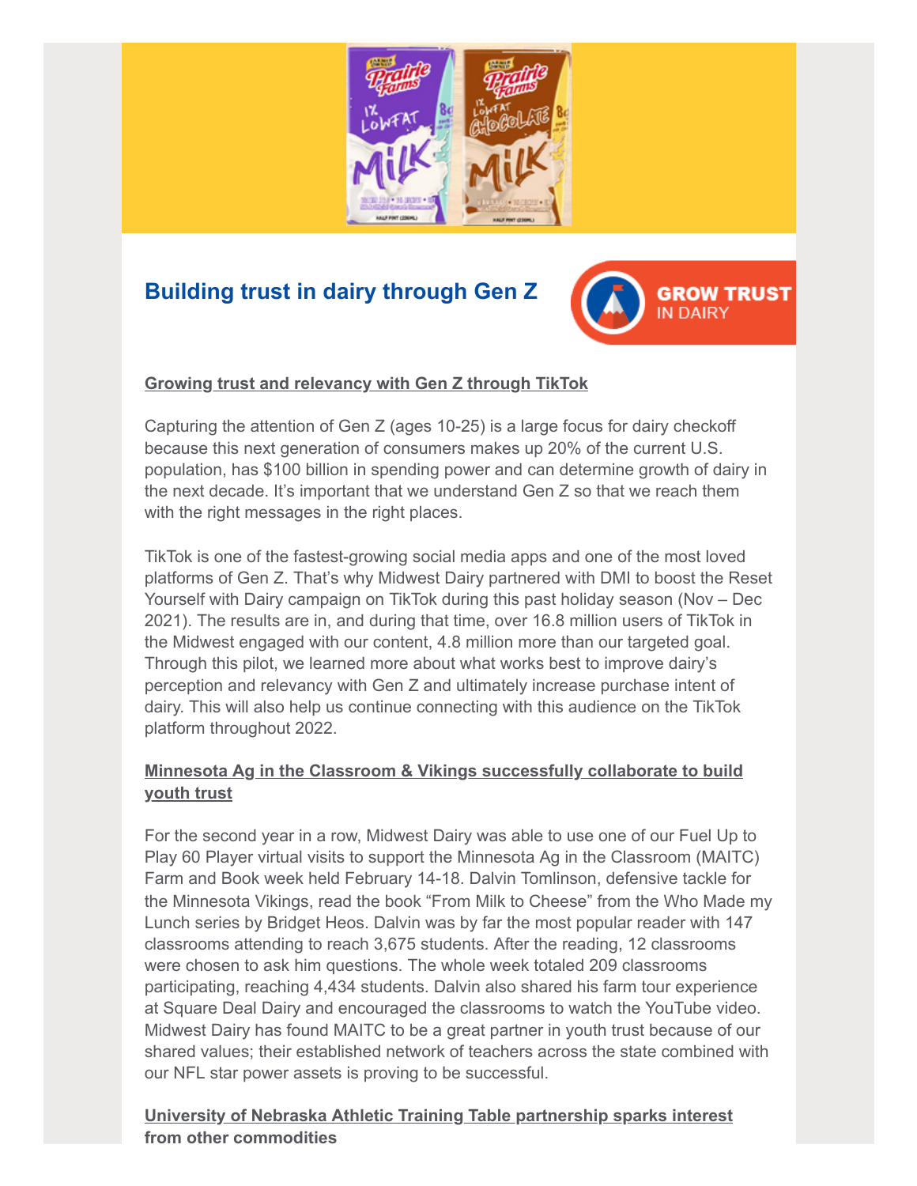## Building trust in dairy through Gen Z

GROW TRUST IN DAIRY

**Growing trust and relevancy with Gen Z through TikTok**

Capturing the attention of Gen Z (ages 10-25) is a large focus for dairy checkoff because this next generation of consumers makes up 20% of the current U.S. population, has $100 billion in spending power and can determine growth of dairy in the next decade. It's important that we understand Gen Z so that we reach them with the right messages in the right places.

TikTok is one of the fastest-growing social media apps and one of the most loved platforms of Gen Z. That's why Midwest Dairy partnered with DMI to boost the Reset Yourself with Dairy campaign on TikTok during this past holiday season (Nov – Dec 2021). The results are in, and during that time, over 16.8 million users of TikTok in the Midwest engaged with our content, 4.8 million more than our targeted goal. Through this pilot, we learned more about what works best to improve dairy's perception and relevancy with Gen Z and ultimately increase purchase intent of dairy. This will also help us continue connecting with this audience on the TikTok platform throughout 2022.

**Minnesota Ag in the Classroom & Vikings successfully collaborate to build youth trust**

For the second year in a row, Midwest Dairy was able to use one of our Fuel Up to Play 60 Player virtual visits to support the Minnesota Ag in the Classroom (MAITC) Farm and Book week held February 14-18. Dalvin Tomlinson, defensive tackle for the Minnesota Vikings, read the book "From Milk to Cheese" from the Who Made my Lunch series by Bridget Heos. Dalvin was by far the most popular reader with 147 classrooms attending to reach 3,675 students. After the reading, 12 classrooms were chosen to ask him questions. The whole week totaled 209 classrooms participating, reaching 4,434 students. Dalvin also shared his farm tour experience at Square Deal Dairy and encouraged the classrooms to watch the YouTube video. Midwest Dairy has found MAITC to be a great partner in youth trust because of our shared values; their established network of teachers across the state combined with our NFL star power assets is proving to be successful.

**University of Nebraska Athletic Training Table partnership sparks interest from other commodities**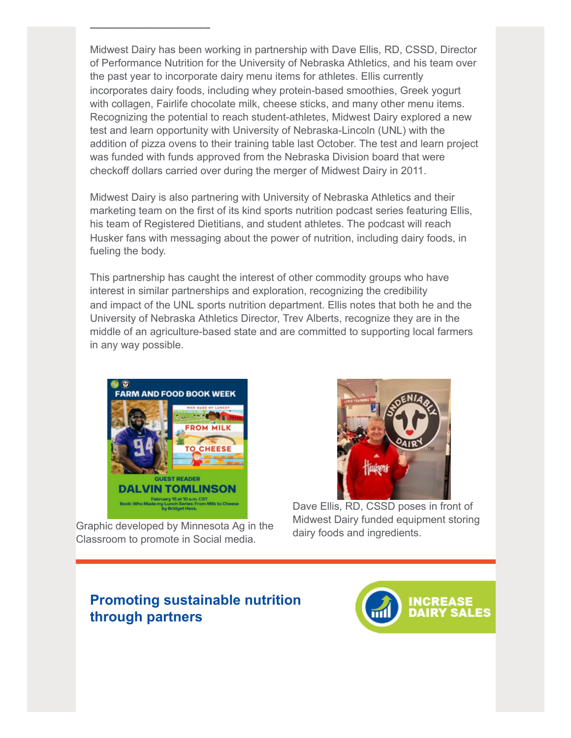Midwest Dairy has been working in partnership with Dave Ellis, RD, CSSD, Director of Performance Nutrition for the University of Nebraska Athletics, and his team over the past year to incorporate dairy menu items for athletes. Ellis currently incorporates dairy foods, including whey protein-based smoothies, Greek yogurt with collagen, Fairlife chocolate milk, cheese sticks, and many other menu items. Recognizing the potential to reach student-athletes, Midwest Dairy explored a new test and learn opportunity with University of Nebraska-Lincoln (UNL) with the addition of pizza ovens to their training table last October. The test and learn project was funded with funds approved from the Nebraska Division board that were checkoff dollars carried over during the merger of Midwest Dairy in 2011.

Midwest Dairy is also partnering with University of Nebraska Athletics and their marketing team on the first of its kind sports nutrition podcast series featuring Ellis, his team of Registered Dietitians, and student athletes. The podcast will reach Husker fans with messaging about the power of nutrition, including dairy foods, in fueling the body.

This partnership has caught the interest of other commodity groups who have interest in similar partnerships and exploration, recognizing the credibility and impact of the UNL sports nutrition department. Ellis notes that both he and the University of Nebraska Athletics Director, Trev Alberts, recognize they are in the middle of an agriculture-based state and are committed to supporting local farmers in any way possible.

Graphic developed by Minnesota Ag in the Classroom to promote in Social media.

Dave Ellis, RD, CSSD poses in front of Midwest Dairy funded equipment storing dairy foods and ingredients.

## Promoting sustainable nutrition through partners

INCREASE DAIRY SALES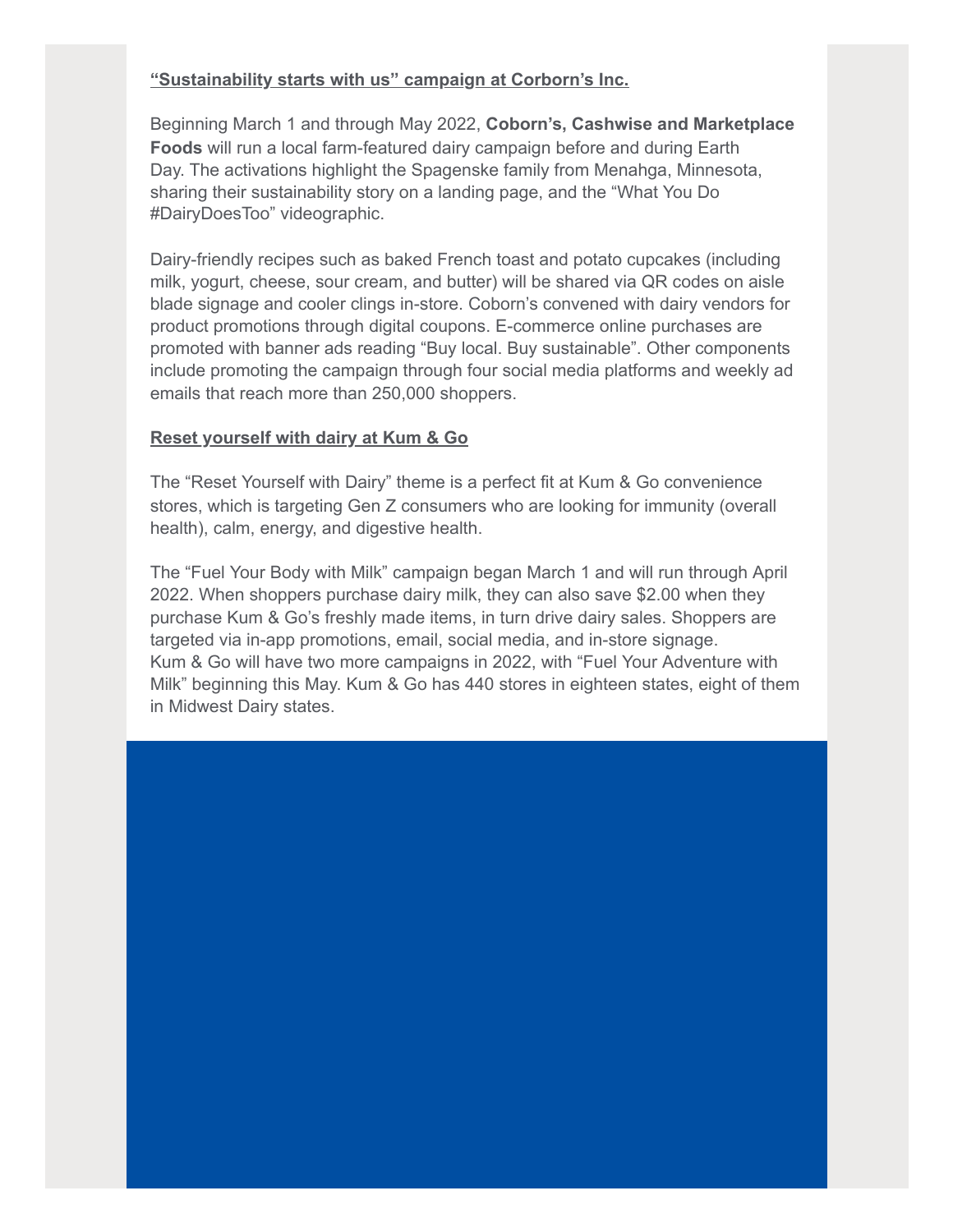**"Sustainability starts with us" campaign at Corborn's Inc.**

Beginning March 1 and through May 2022, **Coborn's, Cashwise and Marketplace Foods** will run a local farm-featured dairy campaign before and during Earth Day. The activations highlight the Spagenske family from Menahga, Minnesota, sharing their sustainability story on a landing page, and the "What You Do #DairyDoesToo" videographic.

Dairy-friendly recipes such as baked French toast and potato cupcakes (including milk, yogurt, cheese, sour cream, and butter) will be shared via QR codes on aisle blade signage and cooler clings in-store. Coborn's convened with dairy vendors for product promotions through digital coupons. E-commerce online purchases are promoted with banner ads reading "Buy local. Buy sustainable". Other components include promoting the campaign through four social media platforms and weekly ad emails that reach more than 250,000 shoppers.

**Reset yourself with dairy at Kum & Go**

The "Reset Yourself with Dairy" theme is a perfect fit at Kum & Go convenience stores, which is targeting Gen Z consumers who are looking for immunity (overall health), calm, energy, and digestive health.

The "Fuel Your Body with Milk" campaign began March 1 and will run through April 2022. When shoppers purchase dairy milk, they can also save $2.00 when they purchase Kum & Go's freshly made items, in turn drive dairy sales. Shoppers are targeted via in-app promotions, email, social media, and in-store signage.
Kum & Go will have two more campaigns in 2022, with "Fuel Your Adventure with Milk" beginning this May. Kum & Go has 440 stores in eighteen states, eight of them in Midwest Dairy states.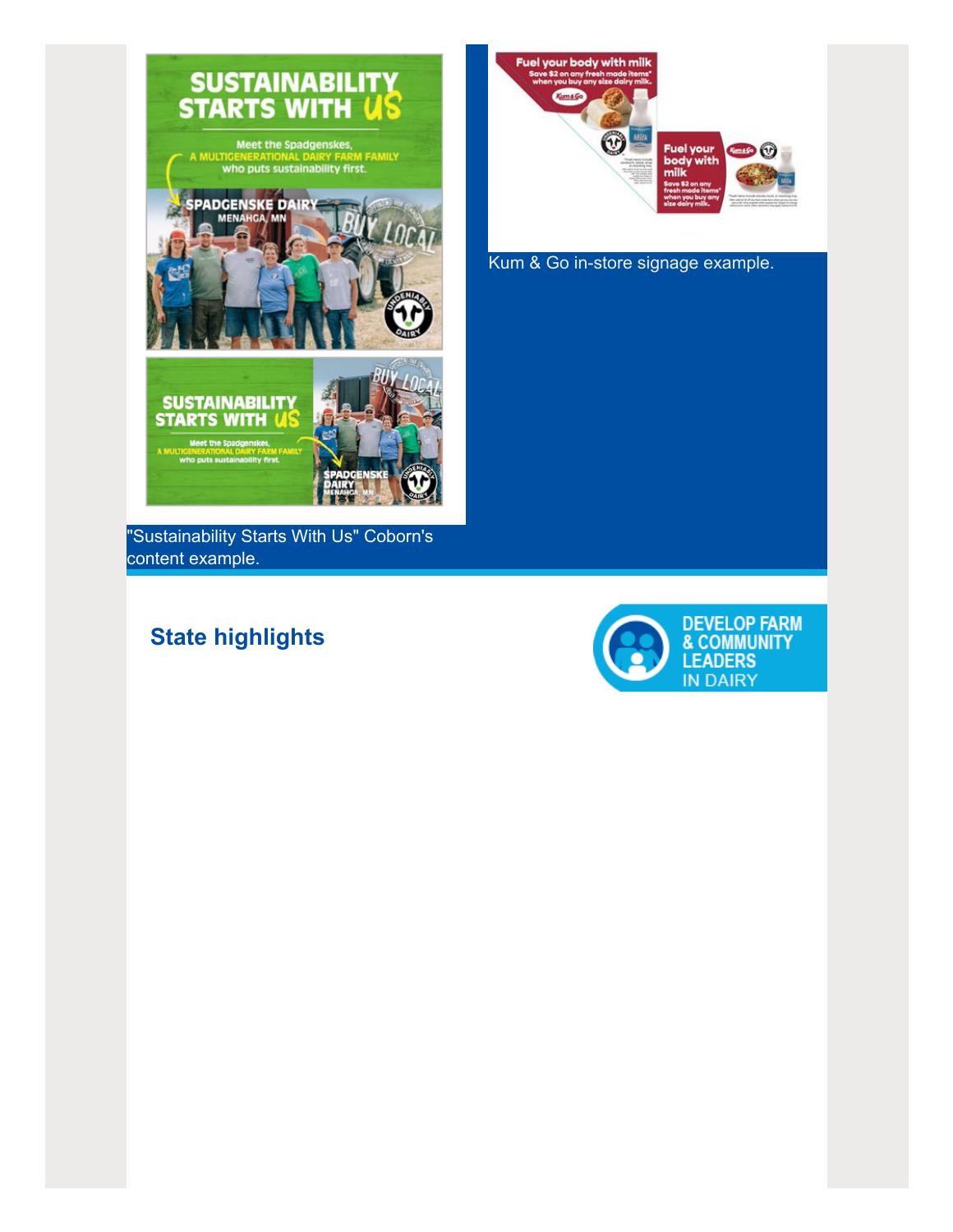"Sustainability Starts With Us" Coborn's content example.

Kum & Go in-store signage example.

## State highlights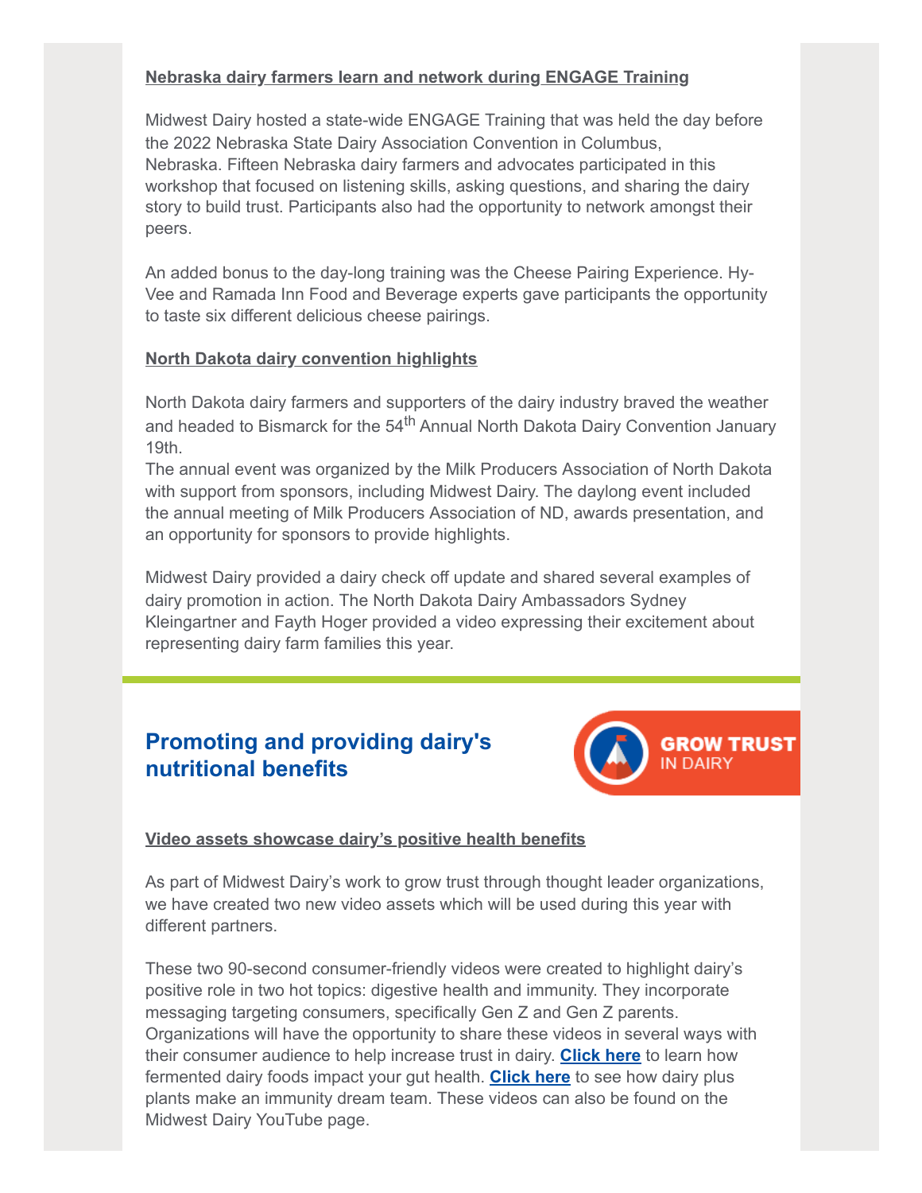### Nebraska dairy farmers learn and network during ENGAGE Training

Midwest Dairy hosted a state-wide ENGAGE Training that was held the day before the 2022 Nebraska State Dairy Association Convention in Columbus, Nebraska. Fifteen Nebraska dairy farmers and advocates participated in this workshop that focused on listening skills, asking questions, and sharing the dairy story to build trust. Participants also had the opportunity to network amongst their peers.

An added bonus to the day-long training was the Cheese Pairing Experience. Hy-Vee and Ramada Inn Food and Beverage experts gave participants the opportunity to taste six different delicious cheese pairings.

### North Dakota dairy convention highlights

North Dakota dairy farmers and supporters of the dairy industry braved the weather and headed to Bismarck for the 54th Annual North Dakota Dairy Convention January 19th.

The annual event was organized by the Milk Producers Association of North Dakota with support from sponsors, including Midwest Dairy. The daylong event included the annual meeting of Milk Producers Association of ND, awards presentation, and an opportunity for sponsors to provide highlights.

Midwest Dairy provided a dairy check off update and shared several examples of dairy promotion in action. The North Dakota Dairy Ambassadors Sydney Kleingartner and Fayth Hoger provided a video expressing their excitement about representing dairy farm families this year.

---

## Promoting and providing dairy's nutritional benefits

GROW TRUST IN DAIRY

### Video assets showcase dairy's positive health benefits

As part of Midwest Dairy's work to grow trust through thought leader organizations, we have created two new video assets which will be used during this year with different partners.

These two 90-second consumer-friendly videos were created to highlight dairy's positive role in two hot topics: digestive health and immunity. They incorporate messaging targeting consumers, specifically Gen Z and Gen Z parents. Organizations will have the opportunity to share these videos in several ways with their consumer audience to help increase trust in dairy. **Click here** to learn how fermented dairy foods impact your gut health. **Click here** to see how dairy plus plants make an immunity dream team. These videos can also be found on the Midwest Dairy YouTube page.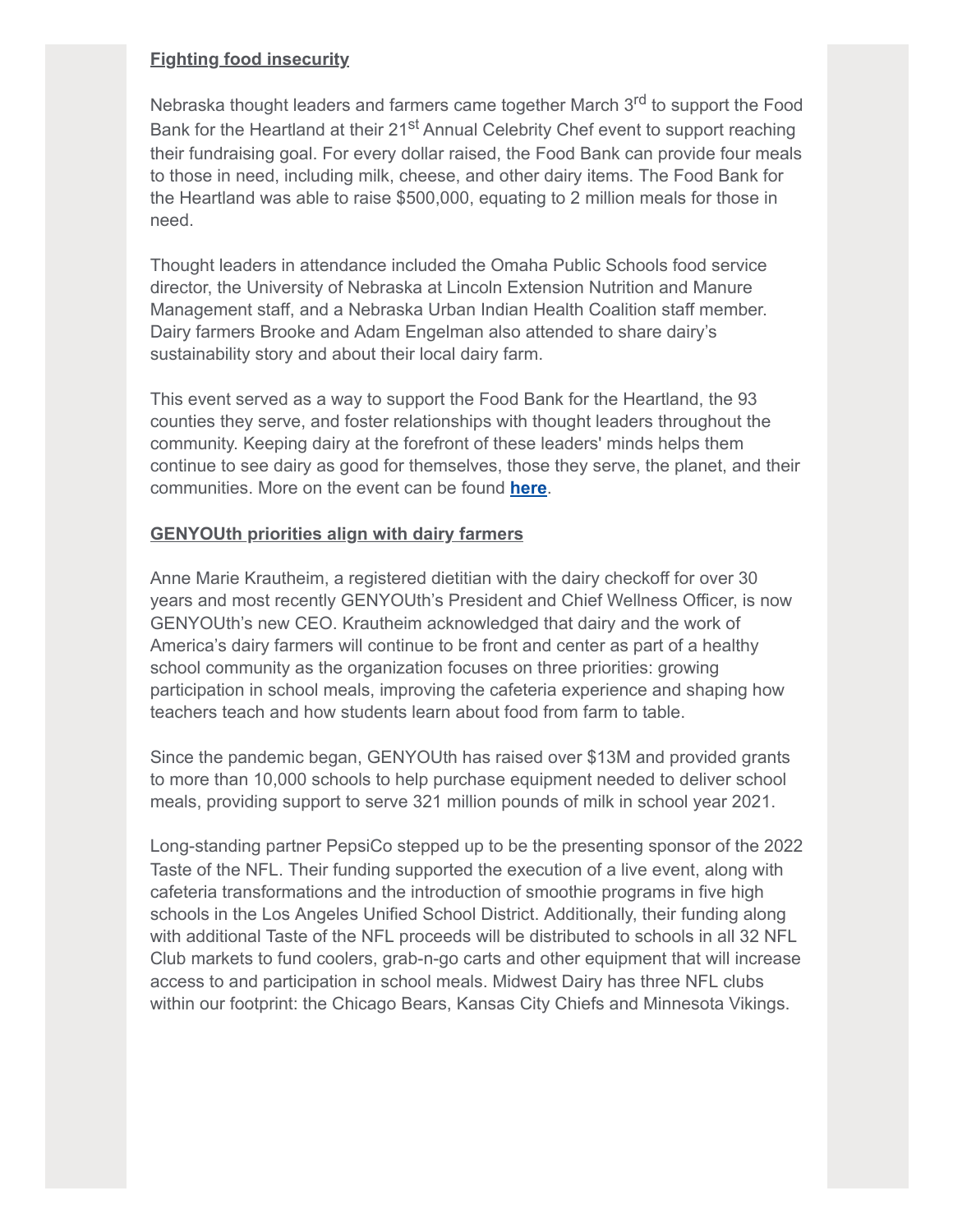## Fighting food insecurity

Nebraska thought leaders and farmers came together March 3rd to support the Food Bank for the Heartland at their 21st Annual Celebrity Chef event to support reaching their fundraising goal. For every dollar raised, the Food Bank can provide four meals to those in need, including milk, cheese, and other dairy items. The Food Bank for the Heartland was able to raise $500,000, equating to 2 million meals for those in need.

Thought leaders in attendance included the Omaha Public Schools food service director, the University of Nebraska at Lincoln Extension Nutrition and Manure Management staff, and a Nebraska Urban Indian Health Coalition staff member. Dairy farmers Brooke and Adam Engelman also attended to share dairy's sustainability story and about their local dairy farm.

This event served as a way to support the Food Bank for the Heartland, the 93 counties they serve, and foster relationships with thought leaders throughout the community. Keeping dairy at the forefront of these leaders' minds helps them continue to see dairy as good for themselves, those they serve, the planet, and their communities. More on the event can be found **here**.

## GENYOUth priorities align with dairy farmers

Anne Marie Krautheim, a registered dietitian with the dairy checkoff for over 30 years and most recently GENYOUth's President and Chief Wellness Officer, is now GENYOUth's new CEO. Krautheim acknowledged that dairy and the work of America's dairy farmers will continue to be front and center as part of a healthy school community as the organization focuses on three priorities: growing participation in school meals, improving the cafeteria experience and shaping how teachers teach and how students learn about food from farm to table.

Since the pandemic began, GENYOUth has raised over $13M and provided grants to more than 10,000 schools to help purchase equipment needed to deliver school meals, providing support to serve 321 million pounds of milk in school year 2021.

Long-standing partner PepsiCo stepped up to be the presenting sponsor of the 2022 Taste of the NFL. Their funding supported the execution of a live event, along with cafeteria transformations and the introduction of smoothie programs in five high schools in the Los Angeles Unified School District. Additionally, their funding along with additional Taste of the NFL proceeds will be distributed to schools in all 32 NFL Club markets to fund coolers, grab-n-go carts and other equipment that will increase access to and participation in school meals. Midwest Dairy has three NFL clubs within our footprint: the Chicago Bears, Kansas City Chiefs and Minnesota Vikings.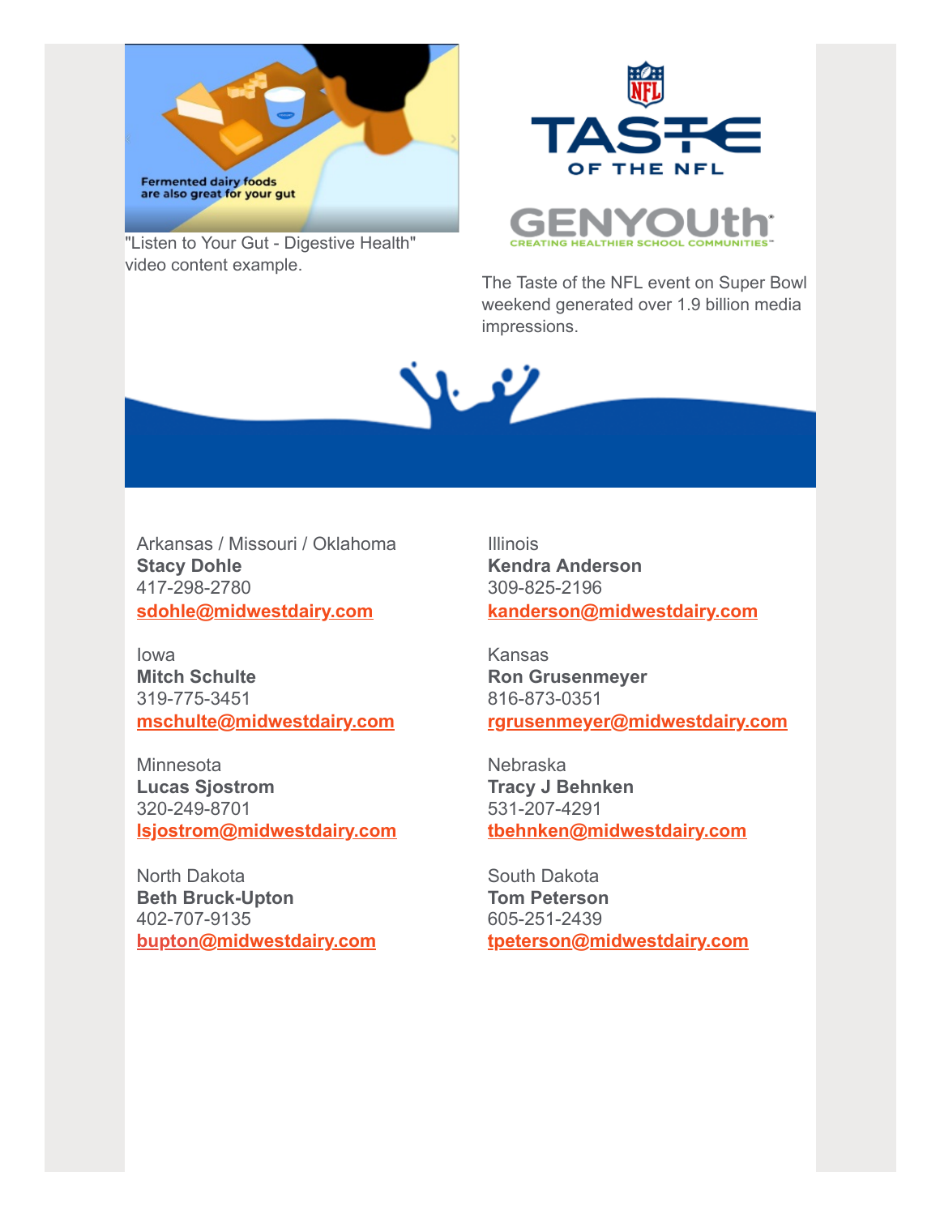"Listen to Your Gut - Digestive Health" video content example.

The Taste of the NFL event on Super Bowl weekend generated over 1.9 billion media impressions.

Arkansas / Missouri / Oklahoma
**Stacy Dohle**
417-298-2780
**sdohle@midwestdairy.com**

Illinois
**Kendra Anderson**
309-825-2196
**kanderson@midwestdairy.com**

Iowa
**Mitch Schulte**
319-775-3451
**mschulte@midwestdairy.com**

Kansas
**Ron Grusenmeyer**
816-873-0351
**rgrusenmeyer@midwestdairy.com**

Minnesota
**Lucas Sjostrom**
320-249-8701
**lsjostrom@midwestdairy.com**

Nebraska
**Tracy J Behnken**
531-207-4291
**tbehnken@midwestdairy.com**

North Dakota
**Beth Bruck-Upton**
402-707-9135
**bupton@midwestdairy.com**

South Dakota
**Tom Peterson**
605-251-2439
**tpeterson@midwestdairy.com**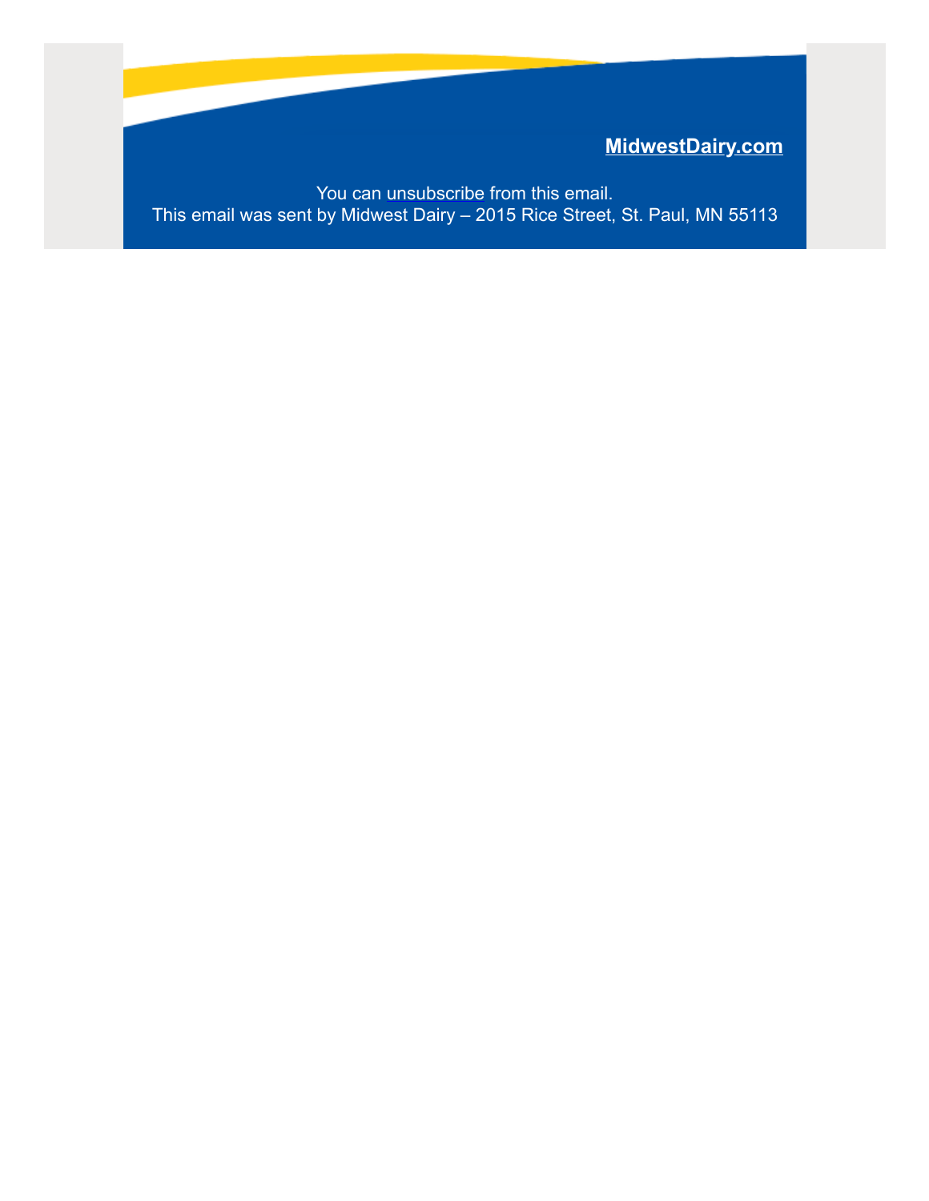**MidwestDairy.com**

You can unsubscribe from this email.
This email was sent by Midwest Dairy – 2015 Rice Street, St. Paul, MN 55113